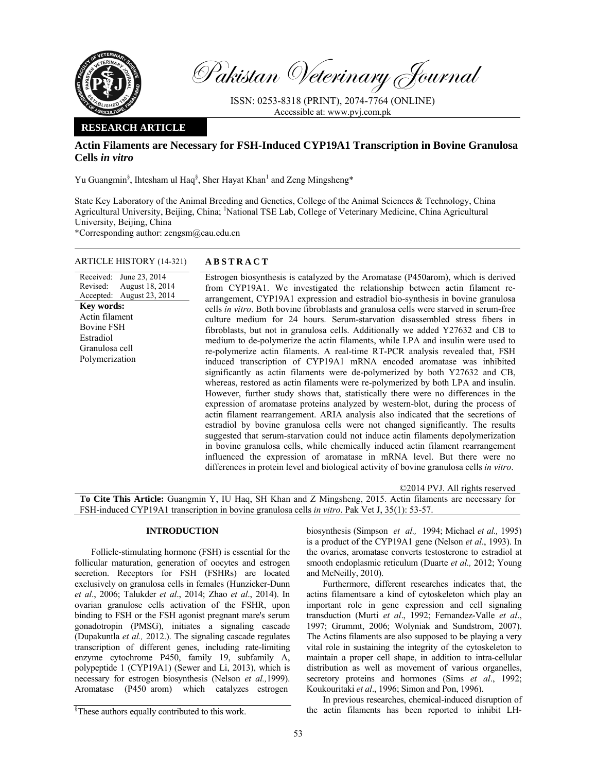# Pakistan Veterinary Journal

ISSN: 0253-8318 (PRINT), 2074-7764 (ONLINE)
Accessible at: www.pvj.com.pk

**RESEARCH ARTICLE**

## Actin Filaments are Necessary for FSH-Induced CYP19A1 Transcription in Bovine Granulosa Cells *in vitro*

Yu Guangmin[§], Ihtesham ul Haq[§], Sher Hayat Khan[1] and Zeng Mingsheng*

State Key Laboratory of the Animal Breeding and Genetics, College of the Animal Sciences & Technology, China Agricultural University, Beijing, China; [1]National TSE Lab, College of Veterinary Medicine, China Agricultural University, Beijing, China

*Corresponding author: zengsm@cau.edu.cn

**ARTICLE HISTORY** (14-321)

Received: June 23, 2014
Revised: August 18, 2014
Accepted: August 23, 2014

**Key words:**
Actin filament
Bovine FSH
Estradiol
Granulosa cell
Polymerization

**A B S T R A C T**

Estrogen biosynthesis is catalyzed by the Aromatase (P450arom), which is derived from CYP19A1. We investigated the relationship between actin filament re-arrangement, CYP19A1 expression and estradiol bio-synthesis in bovine granulosa cells *in vitro*. Both bovine fibroblasts and granulosa cells were starved in serum-free culture medium for 24 hours. Serum-starvation disassembled stress fibers in fibroblasts, but not in granulosa cells. Additionally we added Y27632 and CB to medium to de-polymerize the actin filaments, while LPA and insulin were used to re-polymerize actin filaments. A real-time RT-PCR analysis revealed that, FSH induced transcription of CYP19A1 mRNA encoded aromatase was inhibited significantly as actin filaments were de-polymerized by both Y27632 and CB, whereas, restored as actin filaments were re-polymerized by both LPA and insulin. However, further study shows that, statistically there were no differences in the expression of aromatase proteins analyzed by western-blot, during the process of actin filament rearrangement. ARIA analysis also indicated that the secretions of estradiol by bovine granulosa cells were not changed significantly. The results suggested that serum-starvation could not induce actin filaments depolymerization in bovine granulosa cells, while chemically induced actin filament rearrangement influenced the expression of aromatase in mRNA level. But there were no differences in protein level and biological activity of bovine granulosa cells *in vitro*.

©2014 PVJ. All rights reserved

**To Cite This Article:** Guangmin Y, IU Haq, SH Khan and Z Mingsheng, 2015. Actin filaments are necessary for FSH-induced CYP19A1 transcription in bovine granulosa cells *in vitro*. Pak Vet J, 35(1): 53-57.

## INTRODUCTION

Follicle-stimulating hormone (FSH) is essential for the follicular maturation, generation of oocytes and estrogen secretion. Receptors for FSH (FSHRs) are located exclusively on granulosa cells in females (Hunzicker-Dunn *et al*., 2006; Talukder *et al*., 2014; Zhao *et al*., 2014). In ovarian granulose cells activation of the FSHR, upon binding to FSH or the FSH agonist pregnant mare's serum gonadotropin (PMSG), initiates a signaling cascade (Dupakuntla *et al.,* 2012.). The signaling cascade regulates transcription of different genes, including rate-limiting enzyme cytochrome P450, family 19, subfamily A, polypeptide 1 (CYP19A1) (Sewer and Li, 2013), which is necessary for estrogen biosynthesis (Nelson *et al.,*1999). Aromatase (P450 arom) which catalyzes estrogen biosynthesis (Simpson *et al.,* 1994; Michael *et al.,* 1995) is a product of the CYP19A1 gene (Nelson *et al*., 1993). In the ovaries, aromatase converts testosterone to estradiol at smooth endoplasmic reticulum (Duarte *et al.,* 2012; Young and McNeilly, 2010).

Furthermore, different researches indicates that, the actins filamentsare a kind of cytoskeleton which play an important role in gene expression and cell signaling transduction (Murti *et al*., 1992; Fernandez-Valle *et al*., 1997; Grummt, 2006; Wolyniak and Sundstrom, 2007). The Actins filaments are also supposed to be playing a very vital role in sustaining the integrity of the cytoskeleton to maintain a proper cell shape, in addition to intra-cellular distribution as well as movement of various organelles, secretory proteins and hormones (Sims *et al*., 1992; Koukouritaki *et al*., 1996; Simon and Pon, 1996).

In previous researches, chemical-induced disruption of the actin filaments has been reported to inhibit LH-

[§]These authors equally contributed to this work.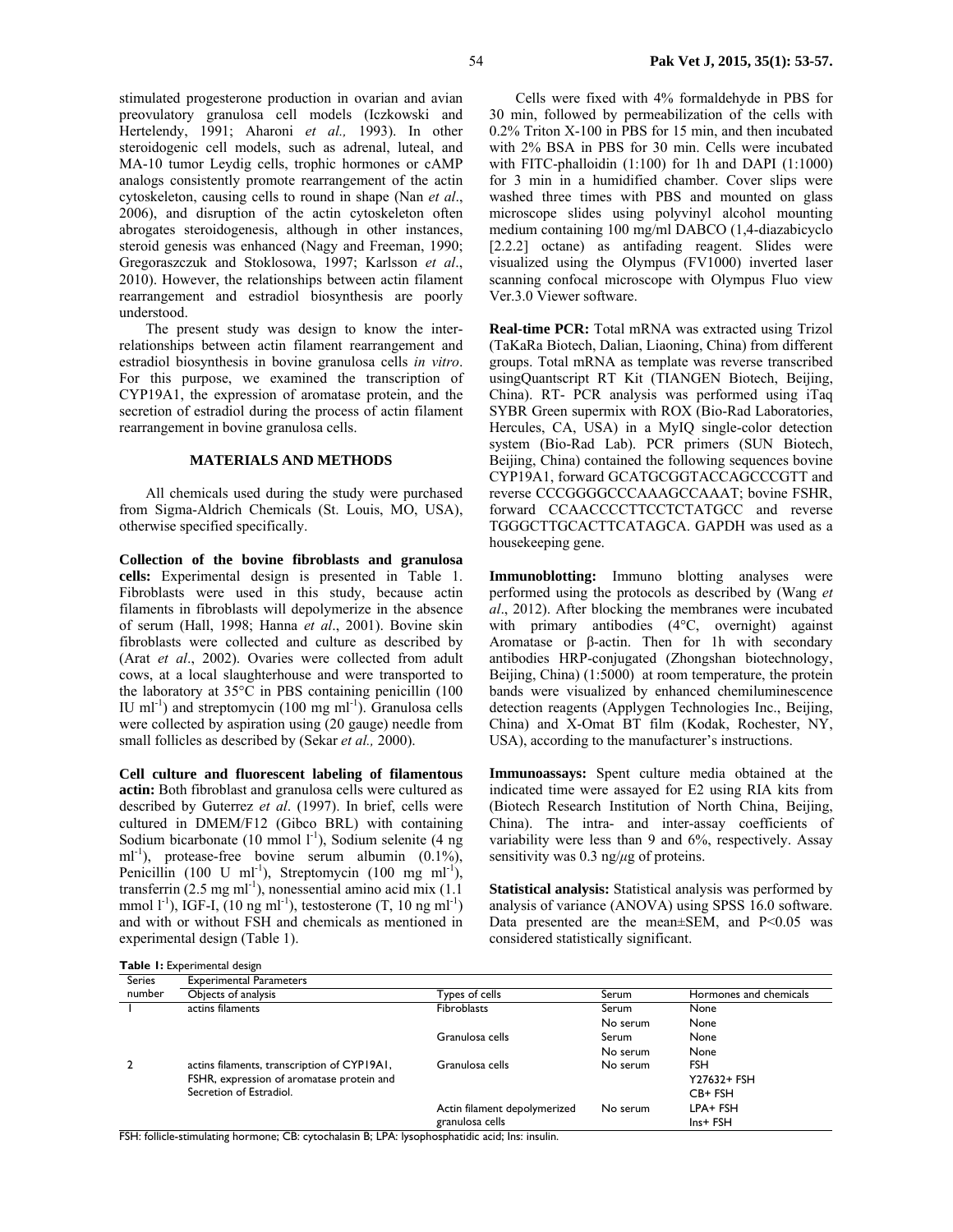stimulated progesterone production in ovarian and avian preovulatory granulosa cell models (Iczkowski and Hertelendy, 1991; Aharoni *et al.,* 1993). In other steroidogenic cell models, such as adrenal, luteal, and MA-10 tumor Leydig cells, trophic hormones or cAMP analogs consistently promote rearrangement of the actin cytoskeleton, causing cells to round in shape (Nan *et al*., 2006), and disruption of the actin cytoskeleton often abrogates steroidogenesis, although in other instances, steroid genesis was enhanced (Nagy and Freeman, 1990; Gregoraszczuk and Stoklosowa, 1997; Karlsson *et al*., 2010). However, the relationships between actin filament rearrangement and estradiol biosynthesis are poorly understood.

The present study was design to know the inter-relationships between actin filament rearrangement and estradiol biosynthesis in bovine granulosa cells *in vitro*. For this purpose, we examined the transcription of CYP19A1, the expression of aromatase protein, and the secretion of estradiol during the process of actin filament rearrangement in bovine granulosa cells.

## MATERIALS AND METHODS

All chemicals used during the study were purchased from Sigma-Aldrich Chemicals (St. Louis, MO, USA), otherwise specified specifically.

**Collection of the bovine fibroblasts and granulosa cells:** Experimental design is presented in Table 1. Fibroblasts were used in this study, because actin filaments in fibroblasts will depolymerize in the absence of serum (Hall, 1998; Hanna *et al*., 2001). Bovine skin fibroblasts were collected and culture as described by (Arat *et al*., 2002). Ovaries were collected from adult cows, at a local slaughterhouse and were transported to the laboratory at 35°C in PBS containing penicillin (100 IU $ml^{-1}$) and streptomycin (100 mg $ml^{-1}$). Granulosa cells were collected by aspiration using (20 gauge) needle from small follicles as described by (Sekar *et al.,* 2000).

**Cell culture and fluorescent labeling of filamentous actin:** Both fibroblast and granulosa cells were cultured as described by Guterrez *et al*. (1997). In brief, cells were cultured in DMEM/F12 (Gibco BRL) with containing Sodium bicarbonate (10 mmol $l^{-1}$), Sodium selenite (4 ng $ml^{-1}$), protease-free bovine serum albumin (0.1%), Penicillin (100 U $ml^{-1}$), Streptomycin (100 mg $ml^{-1}$), transferrin (2.5 mg $ml^{-1}$), nonessential amino acid mix (1.1 mmol $l^{-1}$), IGF-I, (10 ng $ml^{-1}$), testosterone (T, 10 ng $ml^{-1}$) and with or without FSH and chemicals as mentioned in experimental design (Table 1).

Cells were fixed with 4% formaldehyde in PBS for 30 min, followed by permeabilization of the cells with 0.2% Triton X-100 in PBS for 15 min, and then incubated with 2% BSA in PBS for 30 min. Cells were incubated with FITC-phalloidin (1:100) for 1h and DAPI (1:1000) for 3 min in a humidified chamber. Cover slips were washed three times with PBS and mounted on glass microscope slides using polyvinyl alcohol mounting medium containing 100 mg/ml DABCO (1,4-diazabicyclo [2.2.2] octane) as antifading reagent. Slides were visualized using the Olympus (FV1000) inverted laser scanning confocal microscope with Olympus Fluo view Ver.3.0 Viewer software.

**Real-time PCR:** Total mRNA was extracted using Trizol (TaKaRa Biotech, Dalian, Liaoning, China) from different groups. Total mRNA as template was reverse transcribed usingQuantscript RT Kit (TIANGEN Biotech, Beijing, China). RT- PCR analysis was performed using iTaq SYBR Green supermix with ROX (Bio-Rad Laboratories, Hercules, CA, USA) in a MyIQ single-color detection system (Bio-Rad Lab). PCR primers (SUN Biotech, Beijing, China) contained the following sequences bovine CYP19A1, forward GCATGCGGTACCAGCCCGTT and reverse CCCGGGGCCCAAAGCCAAAT; bovine FSHR, forward CCAACCCCTTCCTCTATGCC and reverse TGGGCTTGCACTTCATAGCA. GAPDH was used as a housekeeping gene.

**Immunoblotting:** Immuno blotting analyses were performed using the protocols as described by (Wang *et al*., 2012). After blocking the membranes were incubated with primary antibodies (4°C, overnight) against Aromatase or β-actin. Then for 1h with secondary antibodies HRP-conjugated (Zhongshan biotechnology, Beijing, China) (1:5000) at room temperature, the protein bands were visualized by enhanced chemiluminescence detection reagents (Applygen Technologies Inc., Beijing, China) and X-Omat BT film (Kodak, Rochester, NY, USA), according to the manufacturer's instructions.

**Immunoassays:** Spent culture media obtained at the indicated time were assayed for E2 using RIA kits from (Biotech Research Institution of North China, Beijing, China). The intra- and inter-assay coefficients of variability were less than 9 and 6%, respectively. Assay sensitivity was 0.3 ng/$\mu$g of proteins.

**Statistical analysis:** Statistical analysis was performed by analysis of variance (ANOVA) using SPSS 16.0 software. Data presented are the mean±SEM, and $P<0.05$ was considered statistically significant.

**Table 1:** Experimental design

| Series number | Experimental Parameters | | | |
|---|---|---|---|---|
| | Objects of analysis | Types of cells | Serum | Hormones and chemicals |
| 1 | actins filaments | Fibroblasts | Serum | None |
| | | | No serum | None |
| | | Granulosa cells | Serum | None |
| | | | No serum | None |
| 2 | actins filaments, transcription of CYP19A1, FSHR, expression of aromatase protein and Secretion of Estradiol. | Granulosa cells | No serum | FSH |
| | | | | Y27632+ FSH |
| | | | | CB+ FSH |
| | | Actin filament depolymerized granulosa cells | No serum | LPA+ FSH |
| | | | | Ins+ FSH |

FSH: follicle-stimulating hormone; CB: cytochalasin B; LPA: lysophosphatidic acid; Ins: insulin.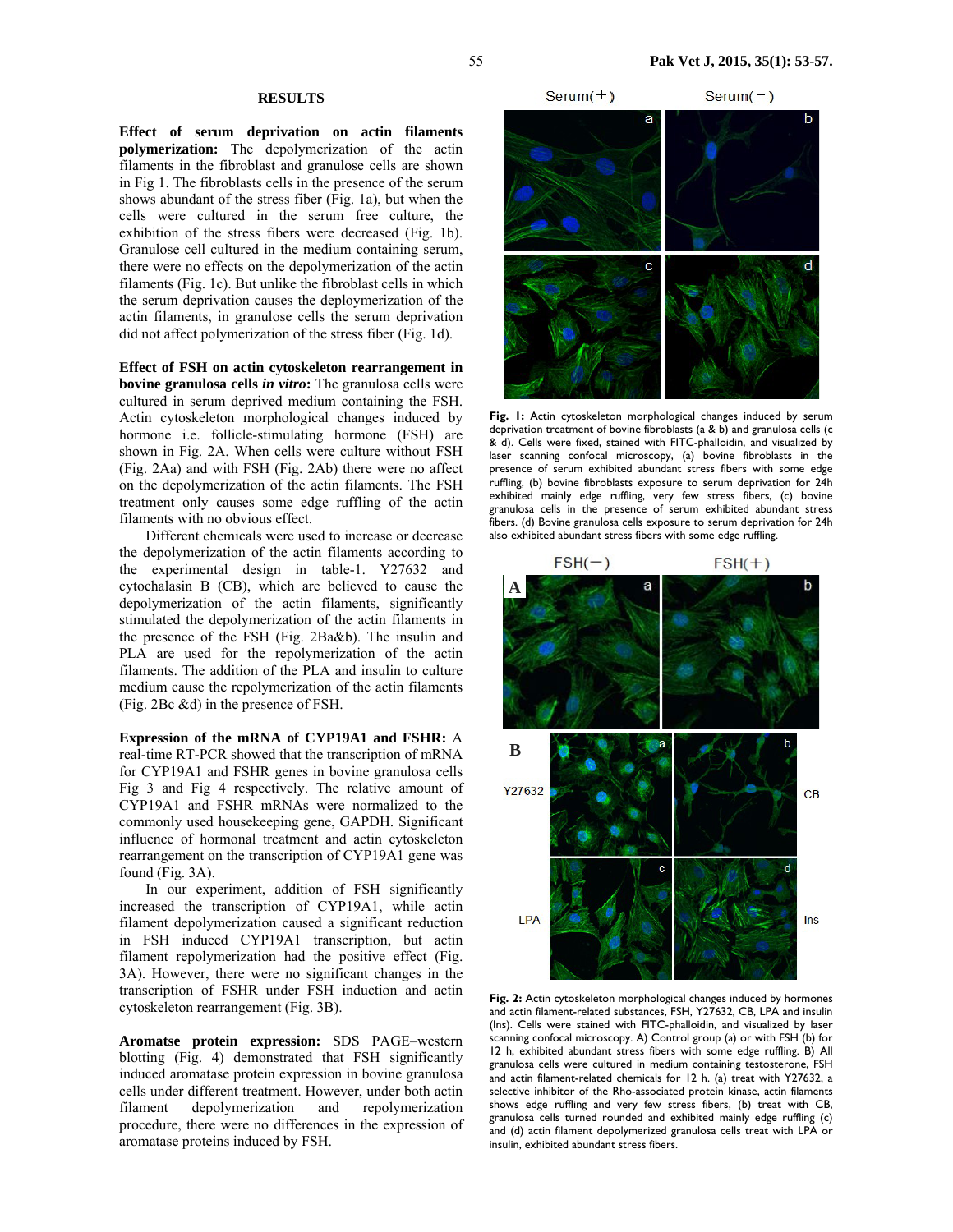## RESULTS

**Effect of serum deprivation on actin filaments polymerization:** The depolymerization of the actin filaments in the fibroblast and granulose cells are shown in Fig 1. The fibroblasts cells in the presence of the serum shows abundant of the stress fiber (Fig. 1a), but when the cells were cultured in the serum free culture, the exhibition of the stress fibers were decreased (Fig. 1b). Granulose cell cultured in the medium containing serum, there were no effects on the depolymerization of the actin filaments (Fig. 1c). But unlike the fibroblast cells in which the serum deprivation causes the deploymerization of the actin filaments, in granulose cells the serum deprivation did not affect polymerization of the stress fiber (Fig. 1d).

**Effect of FSH on actin cytoskeleton rearrangement in bovine granulosa cells *in vitro*:** The granulosa cells were cultured in serum deprived medium containing the FSH. Actin cytoskeleton morphological changes induced by hormone i.e. follicle-stimulating hormone (FSH) are shown in Fig. 2A. When cells were culture without FSH (Fig. 2Aa) and with FSH (Fig. 2Ab) there were no affect on the depolymerization of the actin filaments. The FSH treatment only causes some edge ruffling of the actin filaments with no obvious effect.

Different chemicals were used to increase or decrease the depolymerization of the actin filaments according to the experimental design in table-1. Y27632 and cytochalasin B (CB), which are believed to cause the depolymerization of the actin filaments, significantly stimulated the depolymerization of the actin filaments in the presence of the FSH (Fig. 2Ba&b). The insulin and PLA are used for the repolymerization of the actin filaments. The addition of the PLA and insulin to culture medium cause the repolymerization of the actin filaments (Fig. 2Bc &d) in the presence of FSH.

**Expression of the mRNA of CYP19A1 and FSHR:** A real-time RT-PCR showed that the transcription of mRNA for CYP19A1 and FSHR genes in bovine granulosa cells Fig 3 and Fig 4 respectively. The relative amount of CYP19A1 and FSHR mRNAs were normalized to the commonly used housekeeping gene, GAPDH. Significant influence of hormonal treatment and actin cytoskeleton rearrangement on the transcription of CYP19A1 gene was found (Fig. 3A).

In our experiment, addition of FSH significantly increased the transcription of CYP19A1, while actin filament depolymerization caused a significant reduction in FSH induced CYP19A1 transcription, but actin filament repolymerization had the positive effect (Fig. 3A). However, there were no significant changes in the transcription of FSHR under FSH induction and actin cytoskeleton rearrangement (Fig. 3B).

**Aromatase protein expression:** SDS PAGE–western blotting (Fig. 4) demonstrated that FSH significantly induced aromatase protein expression in bovine granulosa cells under different treatment. However, under both actin filament depolymerization and repolymerization procedure, there were no differences in the expression of aromatase proteins induced by FSH.

**Fig. 1:** Actin cytoskeleton morphological changes induced by serum deprivation treatment of bovine fibroblasts (a & b) and granulosa cells (c & d). Cells were fixed, stained with FITC-phalloidin, and visualized by laser scanning confocal microscopy, (a) bovine fibroblasts in the presence of serum exhibited abundant stress fibers with some edge ruffling, (b) bovine fibroblasts exposure to serum deprivation for 24h exhibited mainly edge ruffling, very few stress fibers, (c) bovine granulosa cells in the presence of serum exhibited abundant stress fibers. (d) Bovine granulosa cells exposure to serum deprivation for 24h also exhibited abundant stress fibers with some edge ruffling.

**Fig. 2:** Actin cytoskeleton morphological changes induced by hormones and actin filament-related substances, FSH, Y27632, CB, LPA and insulin (Ins). Cells were stained with FITC-phalloidin, and visualized by laser scanning confocal microscopy. A) Control group (a) or with FSH (b) for 12 h, exhibited abundant stress fibers with some edge ruffling. B) All granulosa cells were cultured in medium containing testosterone, FSH and actin filament-related chemicals for 12 h. (a) treat with Y27632, a selective inhibitor of the Rho-associated protein kinase, actin filaments shows edge ruffling and very few stress fibers, (b) treat with CB, granulosa cells turned rounded and exhibited mainly edge ruffling (c) and (d) actin filament depolymerized granulosa cells treat with LPA or insulin, exhibited abundant stress fibers.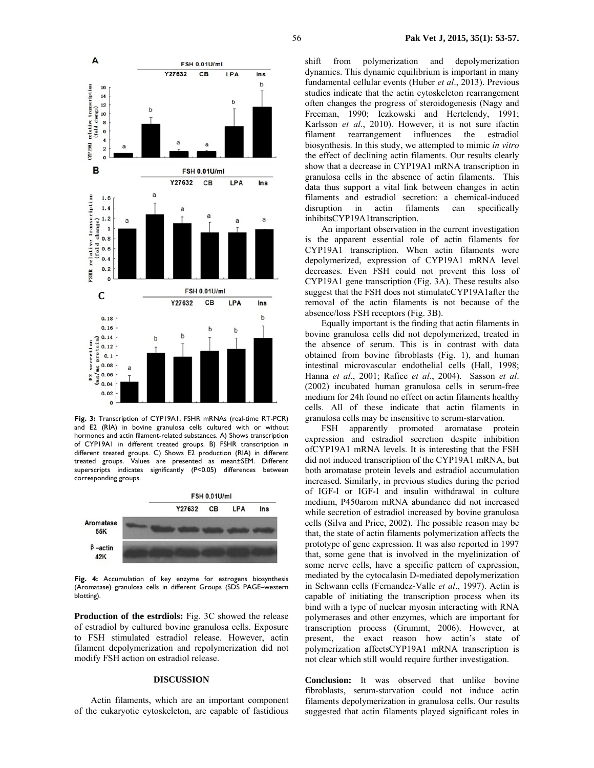Fig. 3: Transcription of CYP19A1, FSHR mRNAs (real-time RT-PCR) and E2 (RIA) in bovine granulosa cells cultured with or without hormones and actin filament-related substances. A) Shows transcription of CYP19A1 in different treated groups. B) FSHR transcription in different treated groups. C) Shows E2 production (RIA) in different treated groups. Values are presented as mean±SEM. Different superscripts indicates significantly (P<0.05) differences between corresponding groups.

Fig. 4: Accumulation of key enzyme for estrogens biosynthesis (Aromatase) granulosa cells in different Groups (SDS PAGE–western blotting).

**Production of the estrdiols:** Fig. 3C showed the release of estradiol by cultured bovine granulosa cells. Exposure to FSH stimulated estradiol release. However, actin filament depolymerization and repolymerization did not modify FSH action on estradiol release.

## DISCUSSION

Actin filaments, which are an important component of the eukaryotic cytoskeleton, are capable of fastidious shift from polymerization and depolymerization dynamics. This dynamic equilibrium is important in many fundamental cellular events (Huber *et al*., 2013). Previous studies indicate that the actin cytoskeleton rearrangement often changes the progress of steroidogenesis (Nagy and Freeman, 1990; Iczkowski and Hertelendy, 1991; Karlsson *et al*., 2010). However, it is not sure ifactin filament rearrangement influences the estradiol biosynthesis. In this study, we attempted to mimic *in vitro* the effect of declining actin filaments. Our results clearly show that a decrease in CYP19A1 mRNA transcription in granulosa cells in the absence of actin filaments. This data thus support a vital link between changes in actin filaments and estradiol secretion: a chemical-induced disruption in actin filaments can specifically inhibitsCYP19A1transcription.

An important observation in the current investigation is the apparent essential role of actin filaments for CYP19A1 transcription. When actin filaments were depolymerized, expression of CYP19A1 mRNA level decreases. Even FSH could not prevent this loss of CYP19A1 gene transcription (Fig. 3A). These results also suggest that the FSH does not stimulateCYP19A1after the removal of the actin filaments is not because of the absence/loss FSH receptors (Fig. 3B).

Equally important is the finding that actin filaments in bovine granulosa cells did not depolymerized, treated in the absence of serum. This is in contrast with data obtained from bovine fibroblasts (Fig. 1), and human intestinal microvascular endothelial cells (Hall, 1998; Hanna *et al*., 2001; Rafiee *et al*., 2004). Sasson *et al*. (2002) incubated human granulosa cells in serum-free medium for 24h found no effect on actin filaments healthy cells. All of these indicate that actin filaments in granulosa cells may be insensitive to serum-starvation.

FSH apparently promoted aromatase protein expression and estradiol secretion despite inhibition ofCYP19A1 mRNA levels. It is interesting that the FSH did not induced transcription of the CYP19A1 mRNA, but both aromatase protein levels and estradiol accumulation increased. Similarly, in previous studies during the period of IGF-I or IGF-I and insulin withdrawal in culture medium, P450arom mRNA abundance did not increased while secretion of estradiol increased by bovine granulosa cells (Silva and Price, 2002). The possible reason may be that, the state of actin filaments polymerization affects the prototype of gene expression. It was also reported in 1997 that, some gene that is involved in the myelinization of some nerve cells, have a specific pattern of expression, mediated by the cytocalasin D-mediated depolymerization in Schwann cells (Fernandez-Valle *et al*., 1997). Actin is capable of initiating the transcription process when its bind with a type of nuclear myosin interacting with RNA polymerases and other enzymes, which are important for transcription process (Grummt, 2006). However, at present, the exact reason how actin's state of polymerization affectsCYP19A1 mRNA transcription is not clear which still would require further investigation.

**Conclusion:** It was observed that unlike bovine fibroblasts, serum-starvation could not induce actin filaments depolymerization in granulosa cells. Our results suggested that actin filaments played significant roles in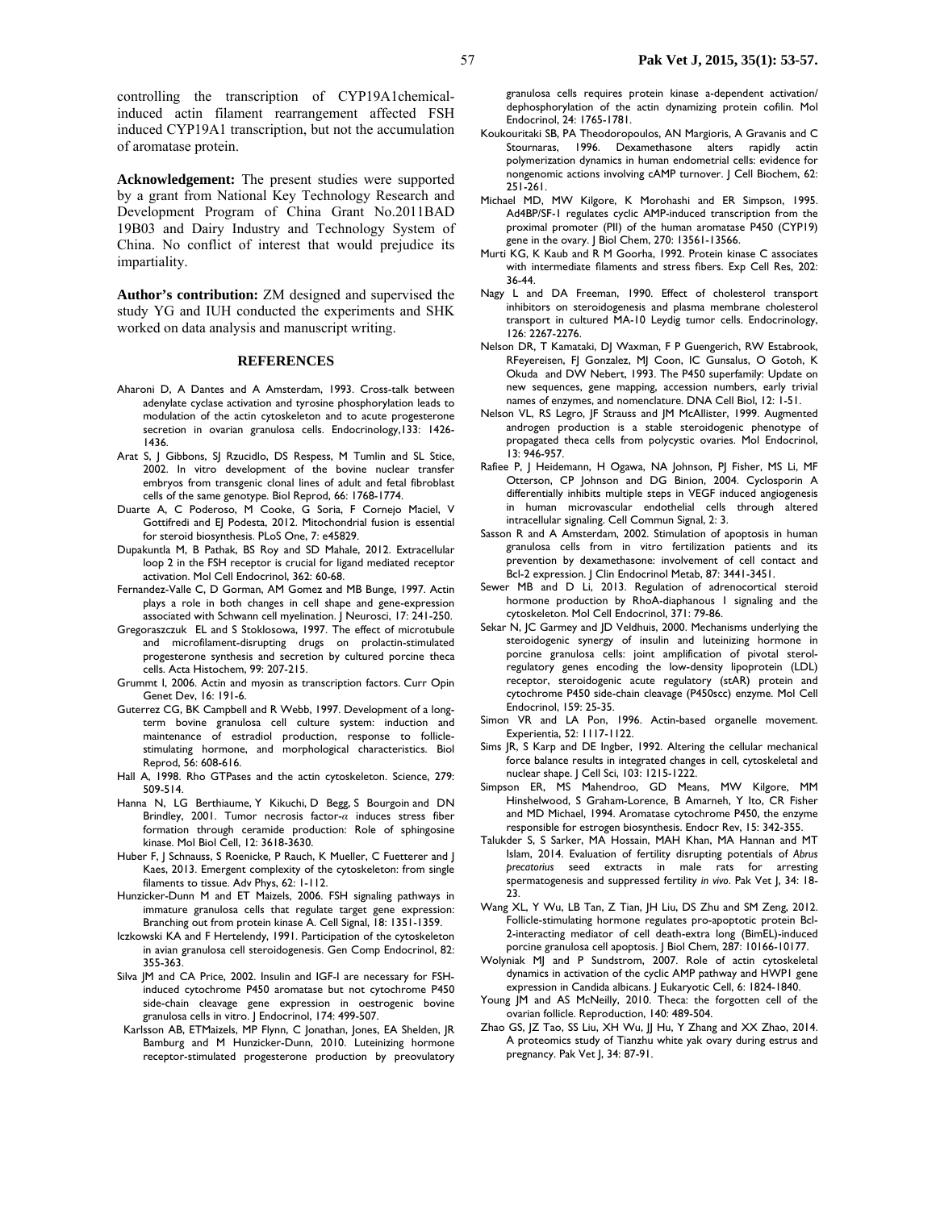controlling the transcription of CYP19A1chemical-induced actin filament rearrangement affected FSH induced CYP19A1 transcription, but not the accumulation of aromatase protein.

**Acknowledgement:** The present studies were supported by a grant from National Key Technology Research and Development Program of China Grant No.2011BAD 19B03 and Dairy Industry and Technology System of China. No conflict of interest that would prejudice its impartiality.

**Author's contribution:** ZM designed and supervised the study YG and IUH conducted the experiments and SHK worked on data analysis and manuscript writing.

## REFERENCES

Aharoni D, A Dantes and A Amsterdam, 1993. Cross-talk between adenylate cyclase activation and tyrosine phosphorylation leads to modulation of the actin cytoskeleton and to acute progesterone secretion in ovarian granulosa cells. Endocrinology,133: 1426-1436.

Arat S, J Gibbons, SJ Rzucidlo, DS Respess, M Tumlin and SL Stice, 2002. In vitro development of the bovine nuclear transfer embryos from transgenic clonal lines of adult and fetal fibroblast cells of the same genotype. Biol Reprod, 66: 1768-1774.

Duarte A, C Poderoso, M Cooke, G Soria, F Cornejo Maciel, V Gottifredi and EJ Podesta, 2012. Mitochondrial fusion is essential for steroid biosynthesis. PLoS One, 7: e45829.

Dupakuntla M, B Pathak, BS Roy and SD Mahale, 2012. Extracellular loop 2 in the FSH receptor is crucial for ligand mediated receptor activation. Mol Cell Endocrinol, 362: 60-68.

Fernandez-Valle C, D Gorman, AM Gomez and MB Bunge, 1997. Actin plays a role in both changes in cell shape and gene-expression associated with Schwann cell myelination. J Neurosci, 17: 241-250.

Gregoraszczuk EL and S Stoklosowa, 1997. The effect of microtubule and microfilament-disrupting drugs on prolactin-stimulated progesterone synthesis and secretion by cultured porcine theca cells. Acta Histochem, 99: 207-215.

Grummt I, 2006. Actin and myosin as transcription factors. Curr Opin Genet Dev, 16: 191-6.

Guterrez CG, BK Campbell and R Webb, 1997. Development of a long-term bovine granulosa cell culture system: induction and maintenance of estradiol production, response to follicle-stimulating hormone, and morphological characteristics. Biol Reprod, 56: 608-616.

Hall A, 1998. Rho GTPases and the actin cytoskeleton. Science, 279: 509-514.

Hanna N, LG Berthiaume, Y Kikuchi, D Begg, S Bourgoin and DN Brindley, 2001. Tumor necrosis factor-$\alpha$ induces stress fiber formation through ceramide production: Role of sphingosine kinase. Mol Biol Cell, 12: 3618-3630.

Huber F, J Schnauss, S Roenicke, P Rauch, K Mueller, C Fuetterer and J Kaes, 2013. Emergent complexity of the cytoskeleton: from single filaments to tissue. Adv Phys, 62: 1-112.

Hunzicker-Dunn M and ET Maizels, 2006. FSH signaling pathways in immature granulosa cells that regulate target gene expression: Branching out from protein kinase A. Cell Signal, 18: 1351-1359.

Iczkowski KA and F Hertelendy, 1991. Participation of the cytoskeleton in avian granulosa cell steroidogenesis. Gen Comp Endocrinol, 82: 355-363.

Silva JM and CA Price, 2002. Insulin and IGF-I are necessary for FSH-induced cytochrome P450 aromatase but not cytochrome P450 side-chain cleavage gene expression in oestrogenic bovine granulosa cells in vitro. J Endocrinol, 174: 499-507.

Karlsson AB, ETMaizels, MP Flynn, C Jonathan, Jones, EA Shelden, JR Bamburg and M Hunzicker-Dunn, 2010. Luteinizing hormone receptor-stimulated progesterone production by preovulatory granulosa cells requires protein kinase a-dependent activation/ dephosphorylation of the actin dynamizing protein cofilin. Mol Endocrinol, 24: 1765-1781.

Koukouritaki SB, PA Theodoropoulos, AN Margioris, A Gravanis and C Stournaras, 1996. Dexamethasone alters rapidly actin polymerization dynamics in human endometrial cells: evidence for nongenomic actions involving cAMP turnover. J Cell Biochem, 62: 251-261.

Michael MD, MW Kilgore, K Morohashi and ER Simpson, 1995. Ad4BP/SF-1 regulates cyclic AMP-induced transcription from the proximal promoter (PII) of the human aromatase P450 (CYP19) gene in the ovary. J Biol Chem, 270: 13561-13566.

Murti KG, K Kaub and R M Goorha, 1992. Protein kinase C associates with intermediate filaments and stress fibers. Exp Cell Res, 202: 36-44.

Nagy L and DA Freeman, 1990. Effect of cholesterol transport inhibitors on steroidogenesis and plasma membrane cholesterol transport in cultured MA-10 Leydig tumor cells. Endocrinology, 126: 2267-2276.

Nelson DR, T Kamataki, DJ Waxman, F P Guengerich, RW Estabrook, RFeyereisen, FJ Gonzalez, MJ Coon, IC Gunsalus, O Gotoh, K Okuda and DW Nebert, 1993. The P450 superfamily: Update on new sequences, gene mapping, accession numbers, early trivial names of enzymes, and nomenclature. DNA Cell Biol, 12: 1-51.

Nelson VL, RS Legro, JF Strauss and JM McAllister, 1999. Augmented androgen production is a stable steroidogenic phenotype of propagated theca cells from polycystic ovaries. Mol Endocrinol, 13: 946-957.

Rafiee P, J Heidemann, H Ogawa, NA Johnson, PJ Fisher, MS Li, MF Otterson, CP Johnson and DG Binion, 2004. Cyclosporin A differentially inhibits multiple steps in VEGF induced angiogenesis in human microvascular endothelial cells through altered intracellular signaling. Cell Commun Signal, 2: 3.

Sasson R and A Amsterdam, 2002. Stimulation of apoptosis in human granulosa cells from in vitro fertilization patients and its prevention by dexamethasone: involvement of cell contact and Bcl-2 expression. J Clin Endocrinol Metab, 87: 3441-3451.

Sewer MB and D Li, 2013. Regulation of adrenocortical steroid hormone production by RhoA-diaphanous 1 signaling and the cytoskeleton. Mol Cell Endocrinol, 371: 79-86.

Sekar N, JC Garmey and JD Veldhuis, 2000. Mechanisms underlying the steroidogenic synergy of insulin and luteinizing hormone in porcine granulosa cells: joint amplification of pivotal sterol-regulatory genes encoding the low-density lipoprotein (LDL) receptor, steroidogenic acute regulatory (stAR) protein and cytochrome P450 side-chain cleavage (P450scc) enzyme. Mol Cell Endocrinol, 159: 25-35.

Simon VR and LA Pon, 1996. Actin-based organelle movement. Experientia, 52: 1117-1122.

Sims JR, S Karp and DE Ingber, 1992. Altering the cellular mechanical force balance results in integrated changes in cell, cytoskeletal and nuclear shape. J Cell Sci, 103: 1215-1222.

Simpson ER, MS Mahendroo, GD Means, MW Kilgore, MM Hinshelwood, S Graham-Lorence, B Amarneh, Y Ito, CR Fisher and MD Michael, 1994. Aromatase cytochrome P450, the enzyme responsible for estrogen biosynthesis. Endocr Rev, 15: 342-355.

Talukder S, S Sarker, MA Hossain, MAH Khan, MA Hannan and MT Islam, 2014. Evaluation of fertility disrupting potentials of *Abrus precatorius* seed extracts in male rats for arresting spermatogenesis and suppressed fertility *in vivo*. Pak Vet J, 34: 18-23.

Wang XL, Y Wu, LB Tan, Z Tian, JH Liu, DS Zhu and SM Zeng, 2012. Follicle-stimulating hormone regulates pro-apoptotic protein Bcl-2-interacting mediator of cell death-extra long (BimEL)-induced porcine granulosa cell apoptosis. J Biol Chem, 287: 10166-10177.

Wolyniak MJ and P Sundstrom, 2007. Role of actin cytoskeletal dynamics in activation of the cyclic AMP pathway and HWP1 gene expression in Candida albicans. J Eukaryotic Cell, 6: 1824-1840.

Young JM and AS McNeilly, 2010. Theca: the forgotten cell of the ovarian follicle. Reproduction, 140: 489-504.

Zhao GS, JZ Tao, SS Liu, XH Wu, JJ Hu, Y Zhang and XX Zhao, 2014. A proteomics study of Tianzhu white yak ovary during estrus and pregnancy. Pak Vet J, 34: 87-91.